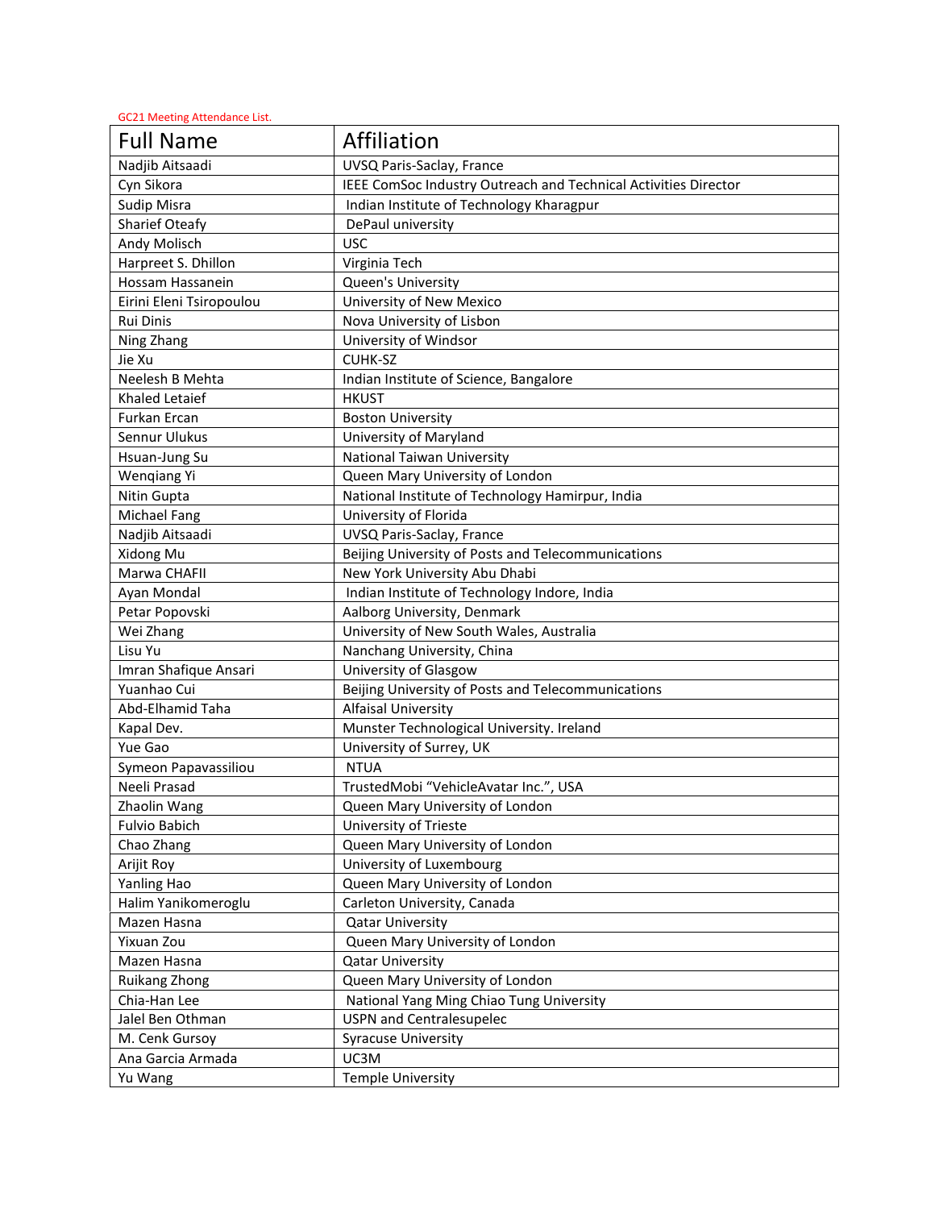GC21 Meeting Attendance List.

| Full Name | Affiliation |
|---|---|
| Nadjib Aitsaadi | UVSQ Paris-Saclay, France |
| Cyn Sikora | IEEE ComSoc Industry Outreach and Technical Activities Director |
| Sudip Misra | Indian Institute of Technology Kharagpur |
| Sharief Oteafy | DePaul university |
| Andy Molisch | USC |
| Harpreet S. Dhillon | Virginia Tech |
| Hossam Hassanein | Queen's University |
| Eirini Eleni Tsiropoulou | University of New Mexico |
| Rui Dinis | Nova University of Lisbon |
| Ning Zhang | University of Windsor |
| Jie Xu | CUHK-SZ |
| Neelesh B Mehta | Indian Institute of Science, Bangalore |
| Khaled Letaief | HKUST |
| Furkan Ercan | Boston University |
| Sennur Ulukus | University of Maryland |
| Hsuan-Jung Su | National Taiwan University |
| Wenqiang Yi | Queen Mary University of London |
| Nitin Gupta | National Institute of Technology Hamirpur, India |
| Michael Fang | University of Florida |
| Nadjib Aitsaadi | UVSQ Paris-Saclay, France |
| Xidong Mu | Beijing University of Posts and Telecommunications |
| Marwa CHAFII | New York University Abu Dhabi |
| Ayan Mondal | Indian Institute of Technology Indore, India |
| Petar Popovski | Aalborg University, Denmark |
| Wei Zhang | University of New South Wales, Australia |
| Lisu Yu | Nanchang University, China |
| Imran Shafique Ansari | University of Glasgow |
| Yuanhao Cui | Beijing University of Posts and Telecommunications |
| Abd-Elhamid Taha | Alfaisal University |
| Kapal Dev. | Munster Technological University. Ireland |
| Yue Gao | University of Surrey, UK |
| Symeon Papavassiliou | NTUA |
| Neeli Prasad | TrustedMobi “VehicleAvatar Inc.”, USA |
| Zhaolin Wang | Queen Mary University of London |
| Fulvio Babich | University of Trieste |
| Chao Zhang | Queen Mary University of London |
| Arijit Roy | University of Luxembourg |
| Yanling Hao | Queen Mary University of London |
| Halim Yanikomeroglu | Carleton University, Canada |
| Mazen Hasna | Qatar University |
| Yixuan Zou | Queen Mary University of London |
| Mazen Hasna | Qatar University |
| Ruikang Zhong | Queen Mary University of London |
| Chia-Han Lee | National Yang Ming Chiao Tung University |
| Jalel Ben Othman | USPN and Centralesupelec |
| M. Cenk Gursoy | Syracuse University |
| Ana Garcia Armada | UC3M |
| Yu Wang | Temple University |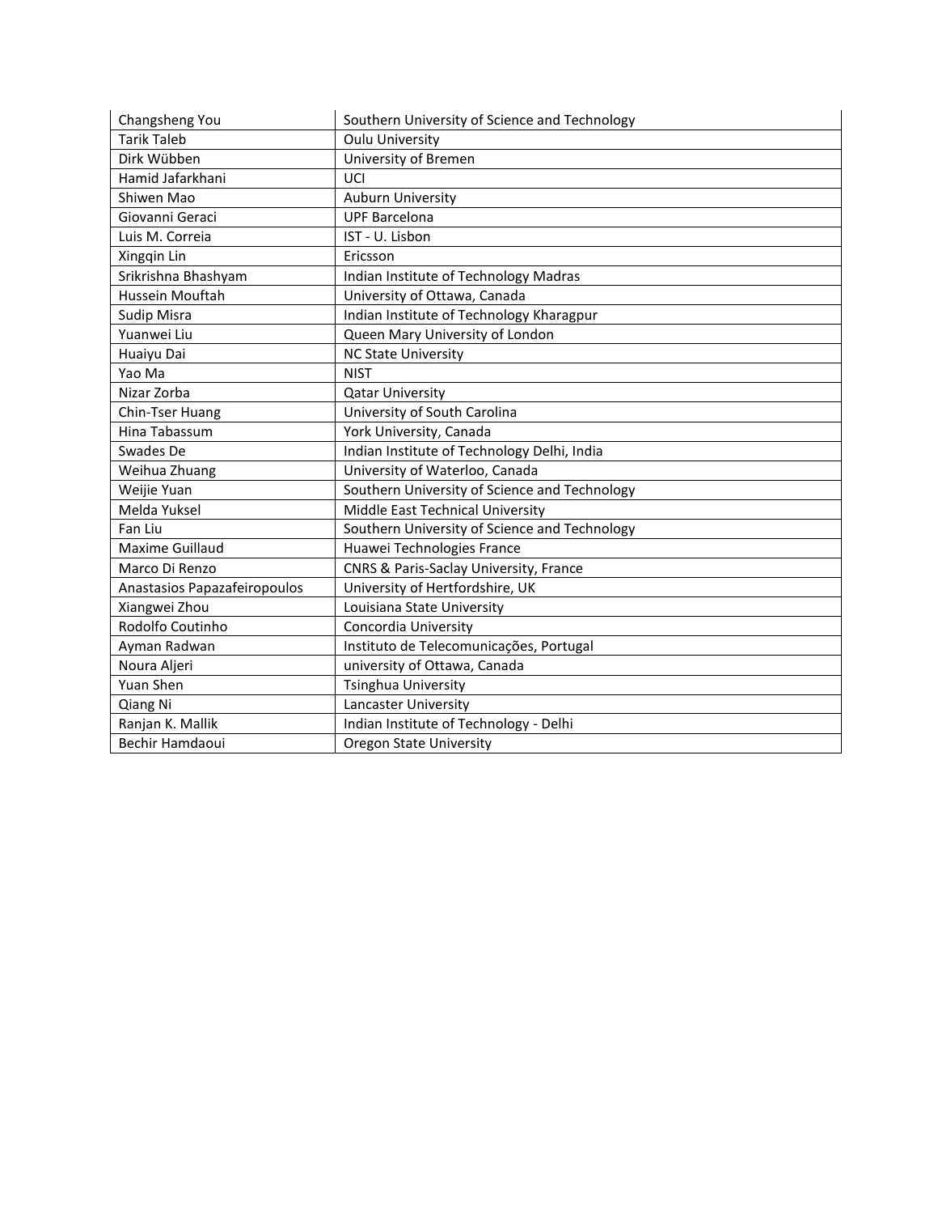| | |
|---|---|
| Changsheng You | Southern University of Science and Technology |
| Tarik Taleb | Oulu University |
| Dirk Wübben | University of Bremen |
| Hamid Jafarkhani | UCI |
| Shiwen Mao | Auburn University |
| Giovanni Geraci | UPF Barcelona |
| Luis M. Correia | IST - U. Lisbon |
| Xingqin Lin | Ericsson |
| Srikrishna Bhashyam | Indian Institute of Technology Madras |
| Hussein Mouftah | University of Ottawa, Canada |
| Sudip Misra | Indian Institute of Technology Kharagpur |
| Yuanwei Liu | Queen Mary University of London |
| Huaiyu Dai | NC State University |
| Yao Ma | NIST |
| Nizar Zorba | Qatar University |
| Chin-Tser Huang | University of South Carolina |
| Hina Tabassum | York University, Canada |
| Swades De | Indian Institute of Technology Delhi, India |
| Weihua Zhuang | University of Waterloo, Canada |
| Weijie Yuan | Southern University of Science and Technology |
| Melda Yuksel | Middle East Technical University |
| Fan Liu | Southern University of Science and Technology |
| Maxime Guillaud | Huawei Technologies France |
| Marco Di Renzo | CNRS & Paris-Saclay University, France |
| Anastasios Papazafeiropoulos | University of Hertfordshire, UK |
| Xiangwei Zhou | Louisiana State University |
| Rodolfo Coutinho | Concordia University |
| Ayman Radwan | Instituto de Telecomunicações, Portugal |
| Noura Aljeri | university of Ottawa, Canada |
| Yuan Shen | Tsinghua University |
| Qiang Ni | Lancaster University |
| Ranjan K. Mallik | Indian Institute of Technology - Delhi |
| Bechir Hamdaoui | Oregon State University |